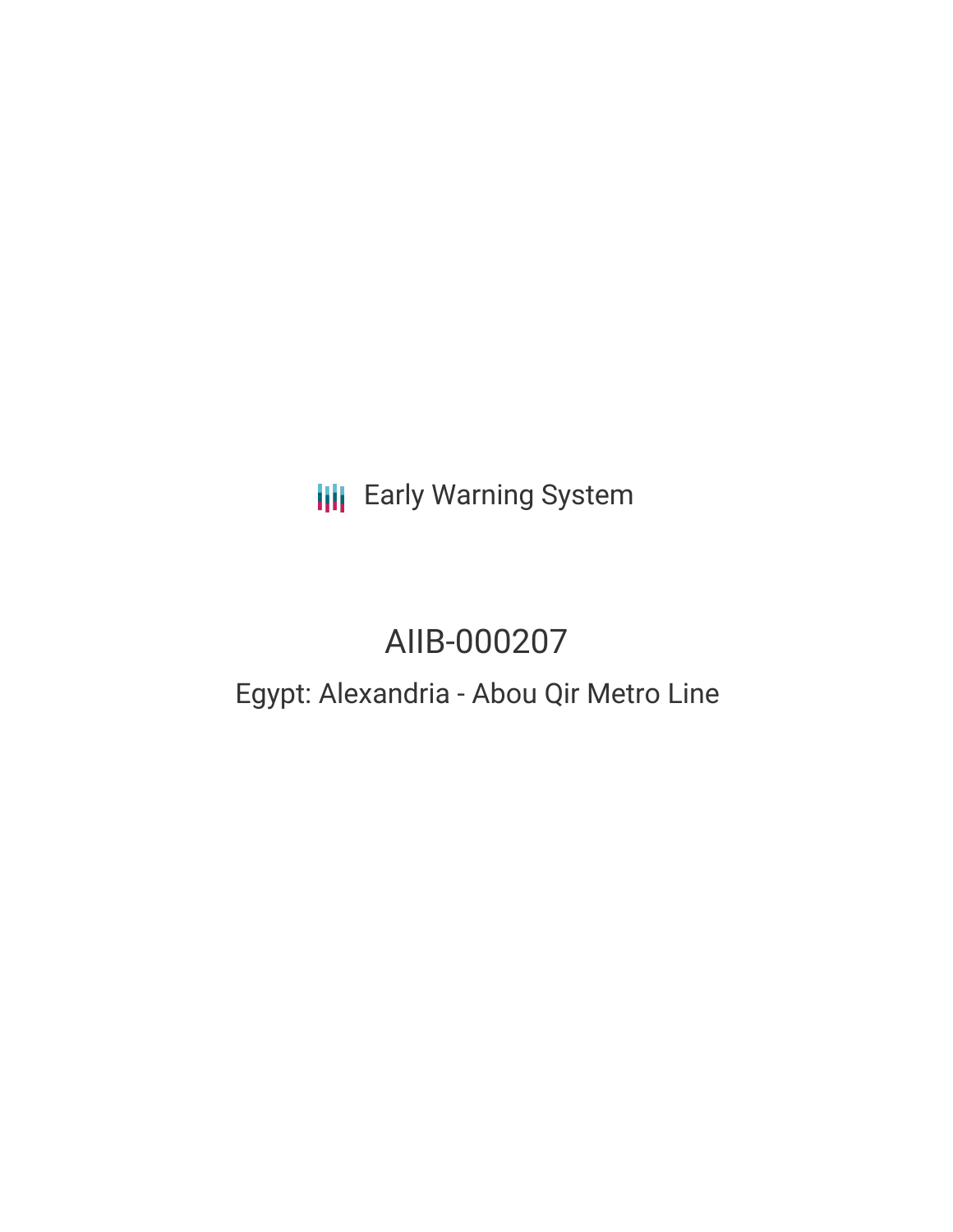Early Warning System

# AIIB-000207

## Egypt: Alexandria - Abou Qir Metro Line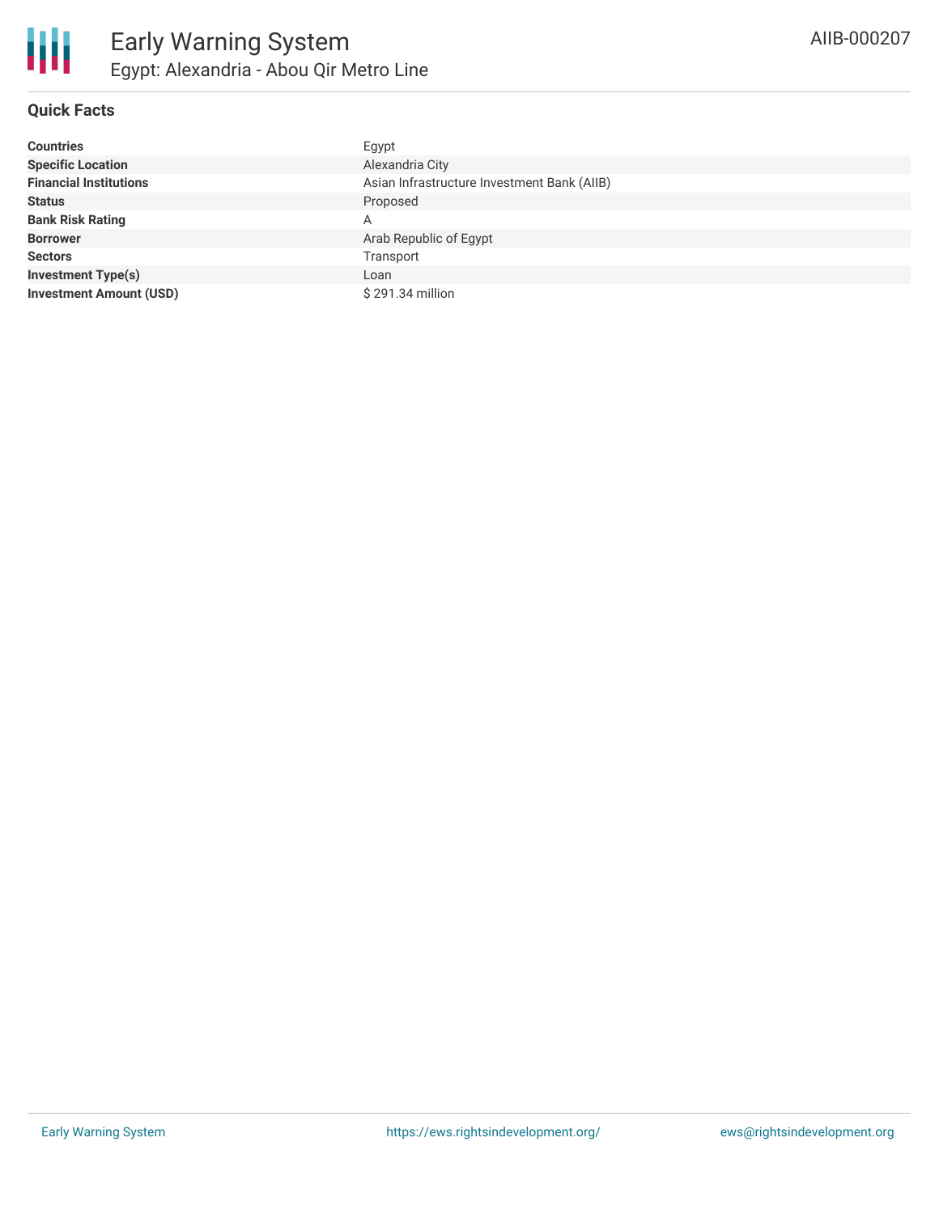## Quick Facts

| | |
|---|---|
| **Countries** | Egypt |
| **Specific Location** | Alexandria City |
| **Financial Institutions** | Asian Infrastructure Investment Bank (AIIB) |
| **Status** | Proposed |
| **Bank Risk Rating** | A |
| **Borrower** | Arab Republic of Egypt |
| **Sectors** | Transport |
| **Investment Type(s)** | Loan |
| **Investment Amount (USD)** | $ 291.34 million |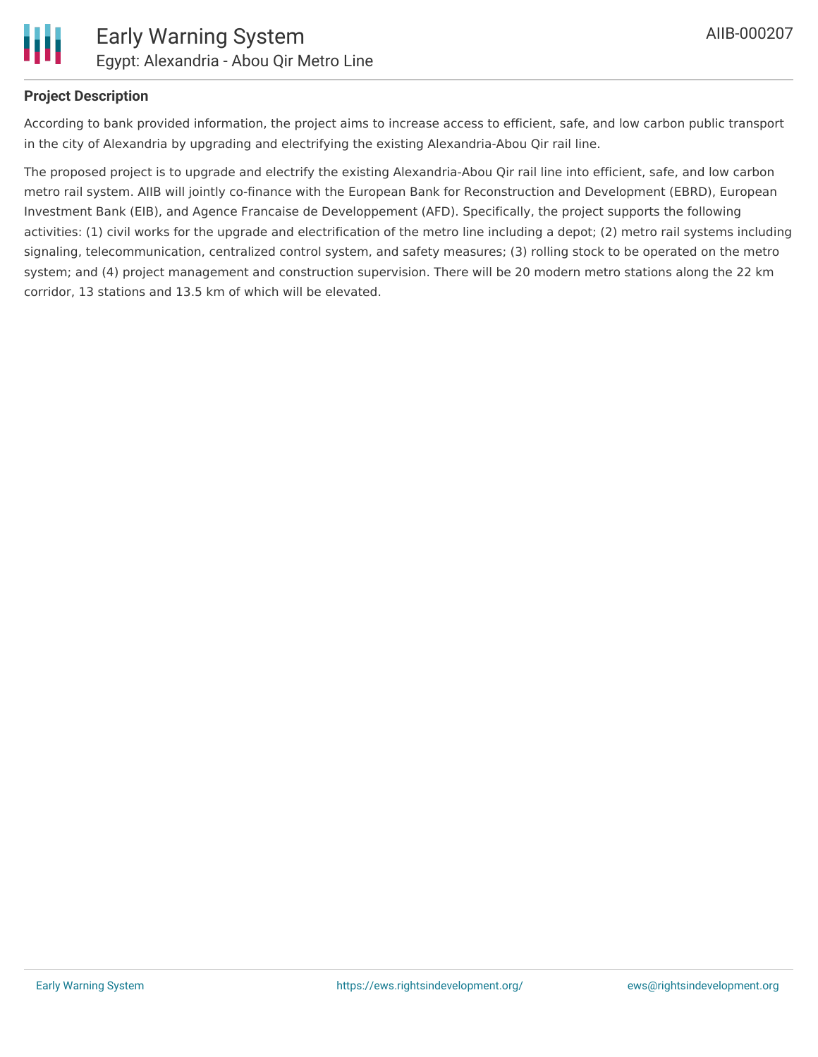## Project Description

According to bank provided information, the project aims to increase access to efficient, safe, and low carbon public transport in the city of Alexandria by upgrading and electrifying the existing Alexandria-Abou Qir rail line.

The proposed project is to upgrade and electrify the existing Alexandria-Abou Qir rail line into efficient, safe, and low carbon metro rail system. AIIB will jointly co-finance with the European Bank for Reconstruction and Development (EBRD), European Investment Bank (EIB), and Agence Francaise de Developpement (AFD). Specifically, the project supports the following activities: (1) civil works for the upgrade and electrification of the metro line including a depot; (2) metro rail systems including signaling, telecommunication, centralized control system, and safety measures; (3) rolling stock to be operated on the metro system; and (4) project management and construction supervision. There will be 20 modern metro stations along the 22 km corridor, 13 stations and 13.5 km of which will be elevated.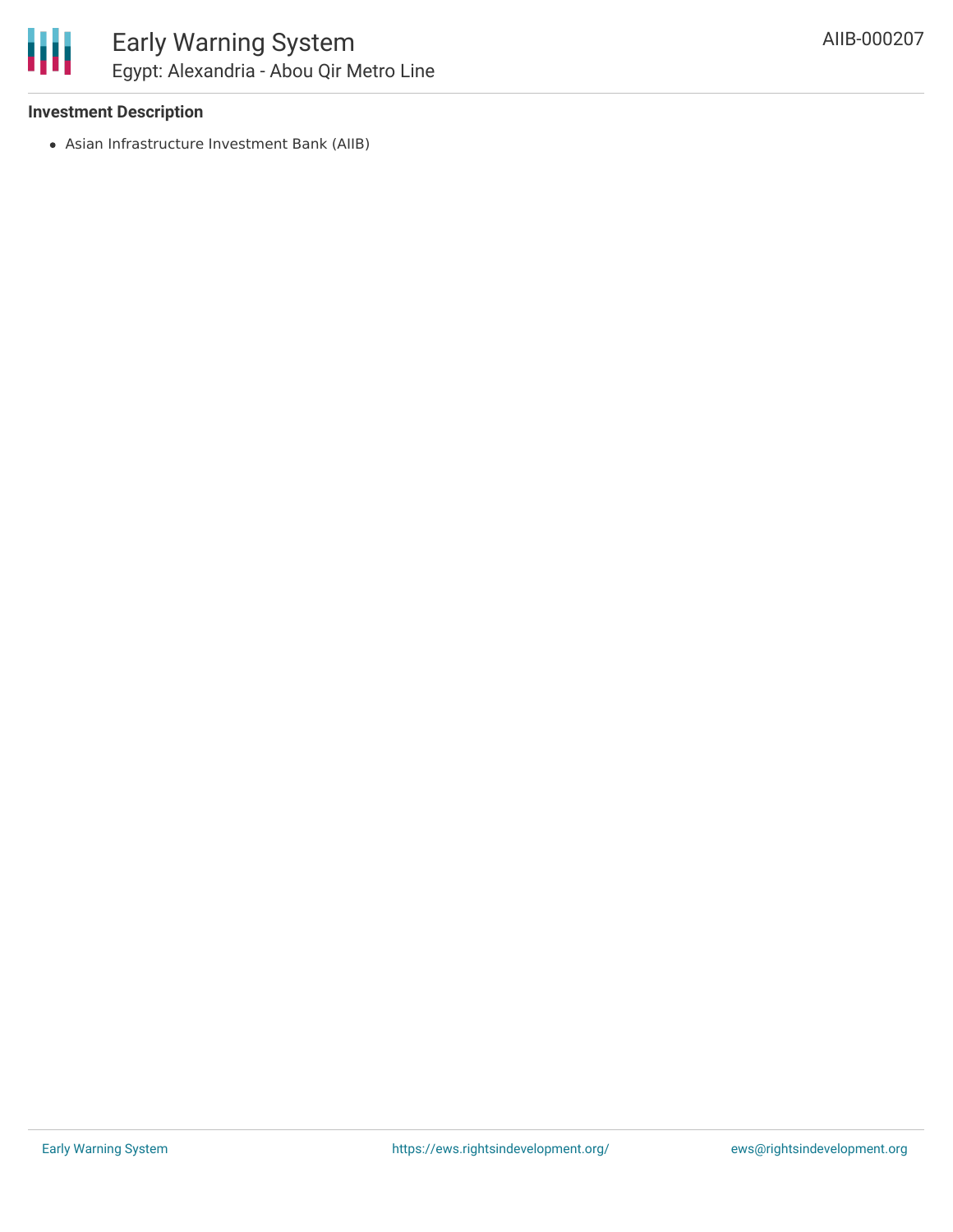### Investment Description

- Asian Infrastructure Investment Bank (AIIB)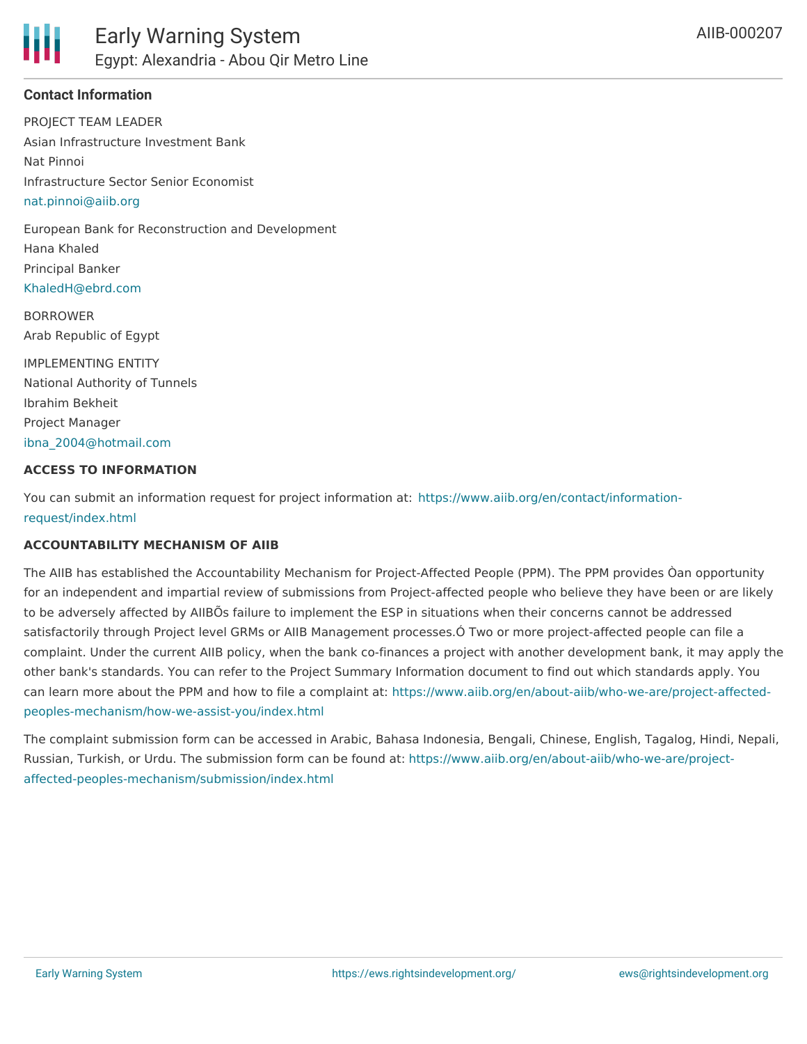## Contact Information

PROJECT TEAM LEADER
Asian Infrastructure Investment Bank
Nat Pinnoi
Infrastructure Sector Senior Economist
nat.pinnoi@aiib.org

European Bank for Reconstruction and Development
Hana Khaled
Principal Banker
KhaledH@ebrd.com

BORROWER
Arab Republic of Egypt

IMPLEMENTING ENTITY
National Authority of Tunnels
Ibrahim Bekheit
Project Manager
ibna_2004@hotmail.com

**ACCESS TO INFORMATION**

You can submit an information request for project information at: https://www.aiib.org/en/contact/information-request/index.html

**ACCOUNTABILITY MECHANISM OF AIIB**

The AIIB has established the Accountability Mechanism for Project-Affected People (PPM). The PPM provides Òan opportunity for an independent and impartial review of submissions from Project-affected people who believe they have been or are likely to be adversely affected by AIIBÕs failure to implement the ESP in situations when their concerns cannot be addressed satisfactorily through Project level GRMs or AIIB Management processes.Ó Two or more project-affected people can file a complaint. Under the current AIIB policy, when the bank co-finances a project with another development bank, it may apply the other bank's standards. You can refer to the Project Summary Information document to find out which standards apply. You can learn more about the PPM and how to file a complaint at: https://www.aiib.org/en/about-aiib/who-we-are/project-affected-peoples-mechanism/how-we-assist-you/index.html

The complaint submission form can be accessed in Arabic, Bahasa Indonesia, Bengali, Chinese, English, Tagalog, Hindi, Nepali, Russian, Turkish, or Urdu. The submission form can be found at: https://www.aiib.org/en/about-aiib/who-we-are/project-affected-peoples-mechanism/submission/index.html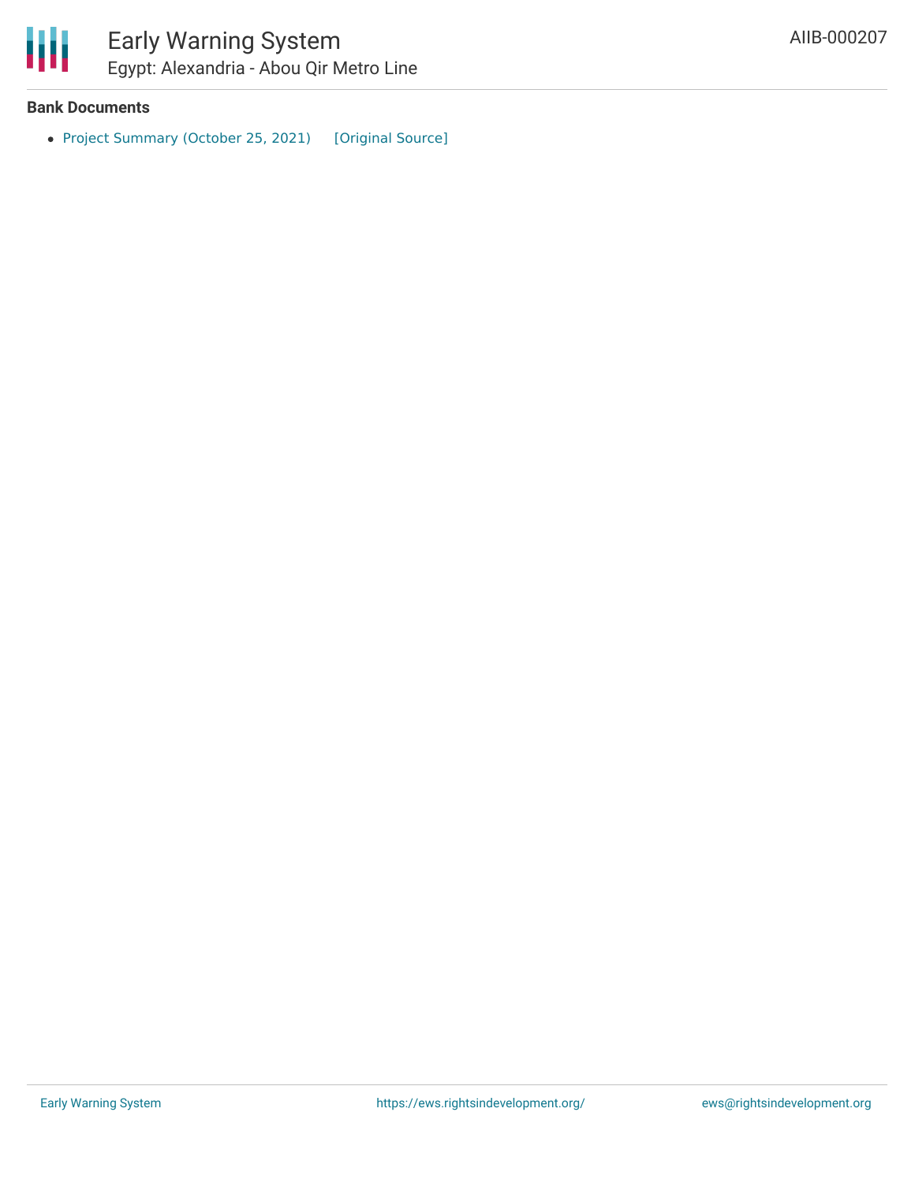**Bank Documents**

- Project Summary (October 25, 2021) [Original Source]